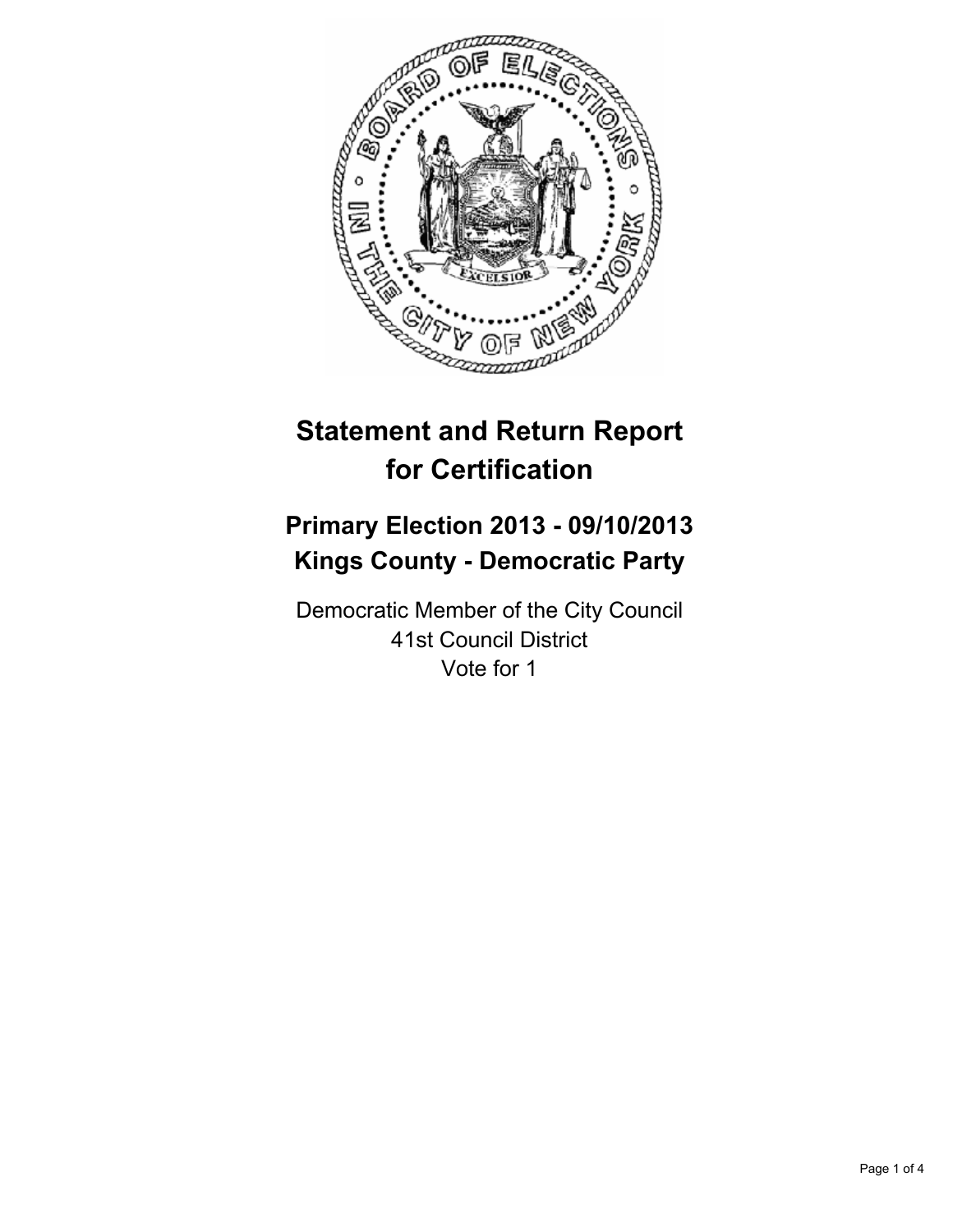# Statement and Return Report for Certification

## Primary Election 2013 - 09/10/2013
## Kings County - Democratic Party

Democratic Member of the City Council
41st Council District
Vote for 1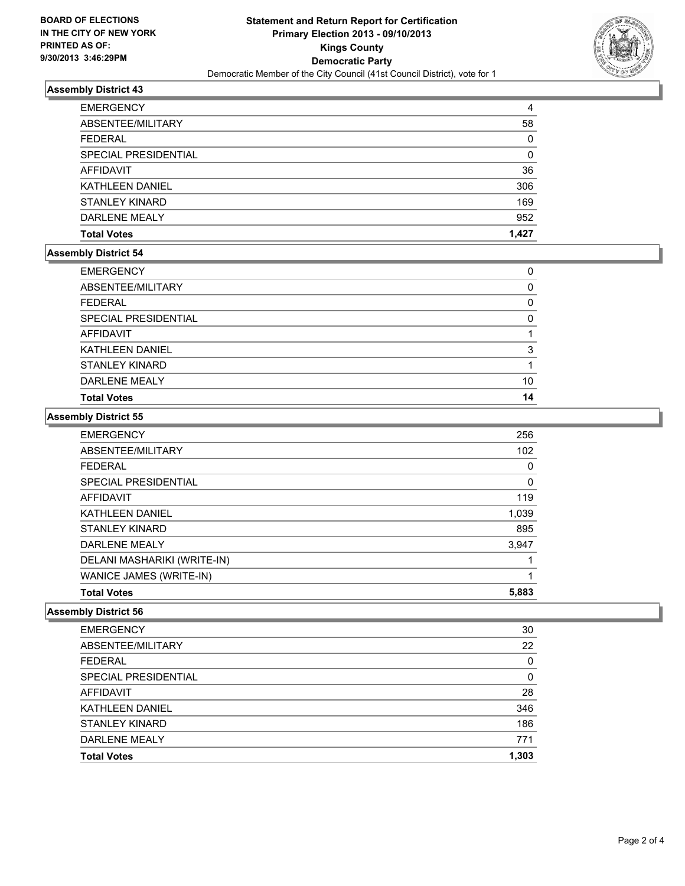**BOARD OF ELECTIONS
IN THE CITY OF NEW YORK
PRINTED AS OF:
9/30/2013 3:46:29PM**

**Statement and Return Report for Certification
Primary Election 2013 - 09/10/2013
Kings County
Democratic Party**
Democratic Member of the City Council (41st Council District), vote for 1

### Assembly District 43

| | |
|---|---|
| EMERGENCY | 4 |
| ABSENTEE/MILITARY | 58 |
| FEDERAL | 0 |
| SPECIAL PRESIDENTIAL | 0 |
| AFFIDAVIT | 36 |
| KATHLEEN DANIEL | 306 |
| STANLEY KINARD | 169 |
| DARLENE MEALY | 952 |
| **Total Votes** | **1,427** |

### Assembly District 54

| | |
|---|---|
| EMERGENCY | 0 |
| ABSENTEE/MILITARY | 0 |
| FEDERAL | 0 |
| SPECIAL PRESIDENTIAL | 0 |
| AFFIDAVIT | 1 |
| KATHLEEN DANIEL | 3 |
| STANLEY KINARD | 1 |
| DARLENE MEALY | 10 |
| **Total Votes** | **14** |

### Assembly District 55

| | |
|---|---|
| EMERGENCY | 256 |
| ABSENTEE/MILITARY | 102 |
| FEDERAL | 0 |
| SPECIAL PRESIDENTIAL | 0 |
| AFFIDAVIT | 119 |
| KATHLEEN DANIEL | 1,039 |
| STANLEY KINARD | 895 |
| DARLENE MEALY | 3,947 |
| DELANI MASHARIKI (WRITE-IN) | 1 |
| WANICE JAMES (WRITE-IN) | 1 |
| **Total Votes** | **5,883** |

### Assembly District 56

| | |
|---|---|
| EMERGENCY | 30 |
| ABSENTEE/MILITARY | 22 |
| FEDERAL | 0 |
| SPECIAL PRESIDENTIAL | 0 |
| AFFIDAVIT | 28 |
| KATHLEEN DANIEL | 346 |
| STANLEY KINARD | 186 |
| DARLENE MEALY | 771 |
| **Total Votes** | **1,303** |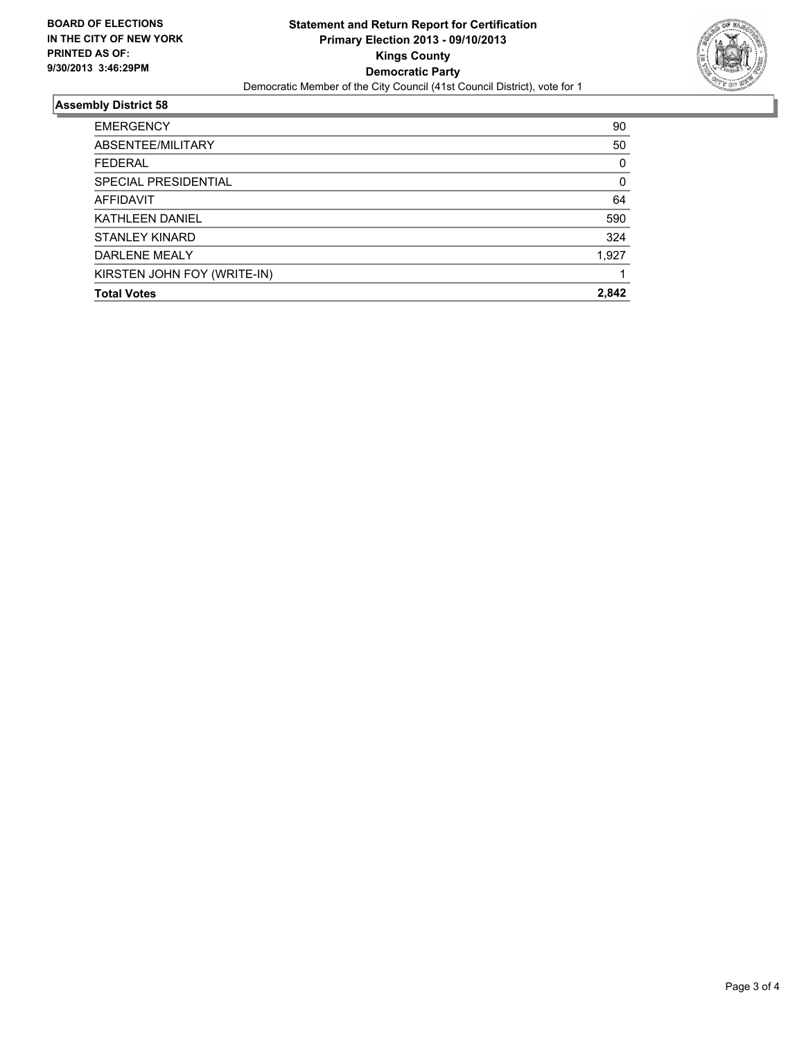**BOARD OF ELECTIONS IN THE CITY OF NEW YORK**
**PRINTED AS OF: 9/30/2013 3:46:29PM**

# Statement and Return Report for Certification
## Primary Election 2013 - 09/10/2013
## Kings County
## Democratic Party

Democratic Member of the City Council (41st Council District), vote for 1

### Assembly District 58

| | |
|---|---|
| EMERGENCY | 90 |
| ABSENTEE/MILITARY | 50 |
| FEDERAL | 0 |
| SPECIAL PRESIDENTIAL | 0 |
| AFFIDAVIT | 64 |
| KATHLEEN DANIEL | 590 |
| STANLEY KINARD | 324 |
| DARLENE MEALY | 1,927 |
| KIRSTEN JOHN FOY (WRITE-IN) | 1 |
| **Total Votes** | **2,842** |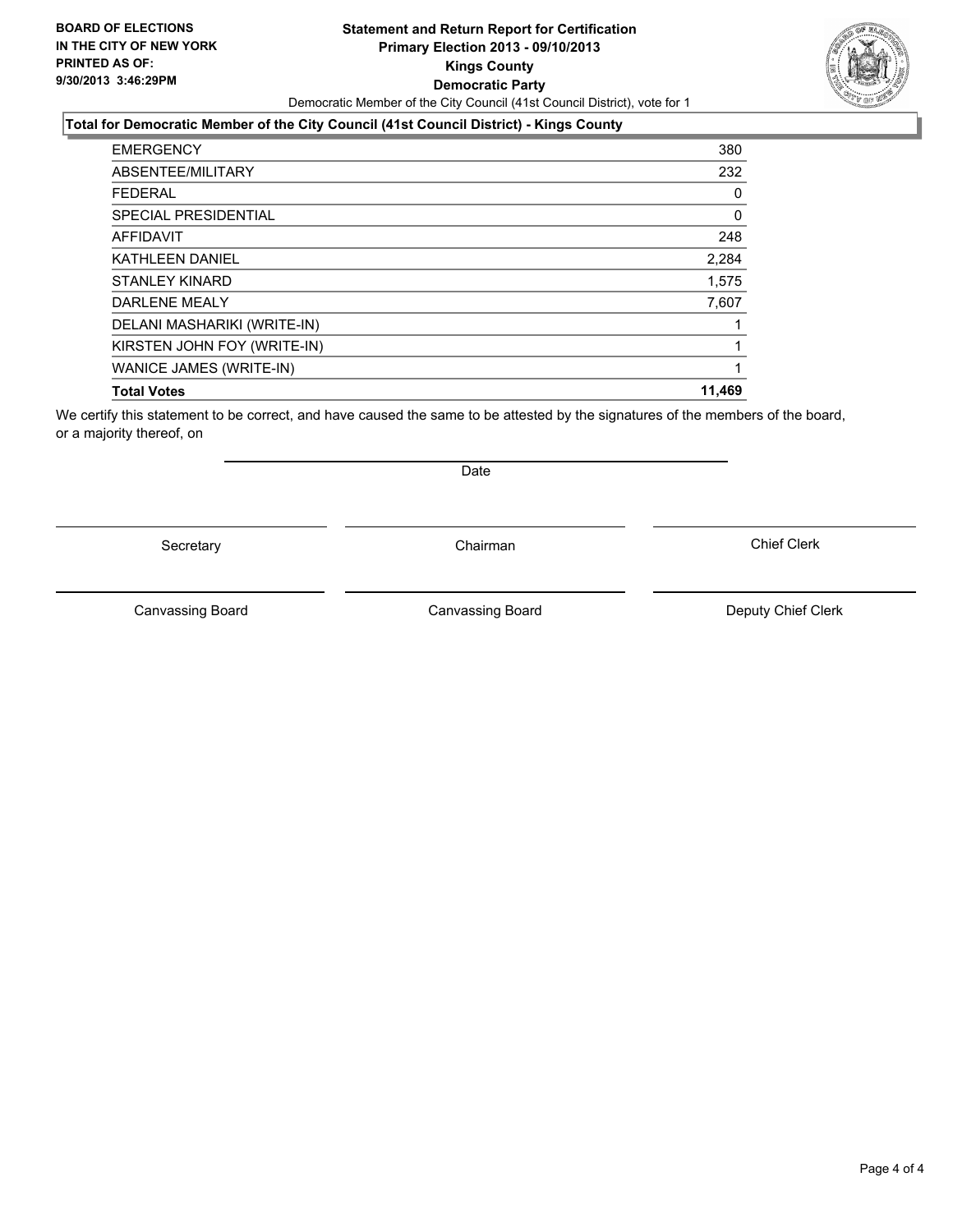**BOARD OF ELECTIONS IN THE CITY OF NEW YORK PRINTED AS OF: 9/30/2013 3:46:29PM**

# Statement and Return Report for Certification
## Primary Election 2013 - 09/10/2013
## Kings County
## Democratic Party

Democratic Member of the City Council (41st Council District), vote for 1

**Total for Democratic Member of the City Council (41st Council District) - Kings County**

| | |
|---|---|
| EMERGENCY | 380 |
| ABSENTEE/MILITARY | 232 |
| FEDERAL | 0 |
| SPECIAL PRESIDENTIAL | 0 |
| AFFIDAVIT | 248 |
| KATHLEEN DANIEL | 2,284 |
| STANLEY KINARD | 1,575 |
| DARLENE MEALY | 7,607 |
| DELANI MASHARIKI (WRITE-IN) | 1 |
| KIRSTEN JOHN FOY (WRITE-IN) | 1 |
| WANICE JAMES (WRITE-IN) | 1 |
| **Total Votes** | **11,469** |

We certify this statement to be correct, and have caused the same to be attested by the signatures of the members of the board, or a majority thereof, on

Date

Secretary

Chairman

Chief Clerk

Canvassing Board

Canvassing Board

Deputy Chief Clerk